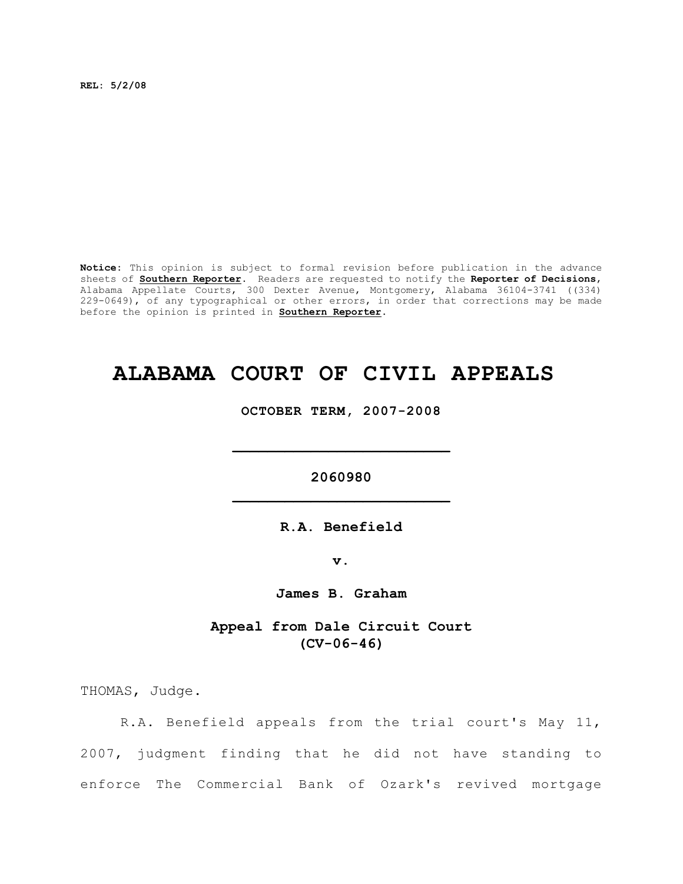**REL: 5/2/08**

**Notice:** This opinion is subject to formal revision before publication in the advance sheets of **Southern Reporter**. Readers are requested to notify the **Reporter of Decisions**, Alabama Appellate Courts, 300 Dexter Avenue, Montgomery, Alabama 36104-3741 ((334) 229-0649), of any typographical or other errors, in order that corrections may be made before the opinion is printed in **Southern Reporter**.

# ALABAMA COURT OF CIVIL APPEALS

**OCTOBER TERM, 2007-2008**

---

**2060980**

---

**R.A. Benefield**

**v.**

**James B. Graham**

**Appeal from Dale Circuit Court**
**(CV-06-46)**

THOMAS, Judge.

R.A. Benefield appeals from the trial court's May 11, 2007, judgment finding that he did not have standing to enforce The Commercial Bank of Ozark's revived mortgage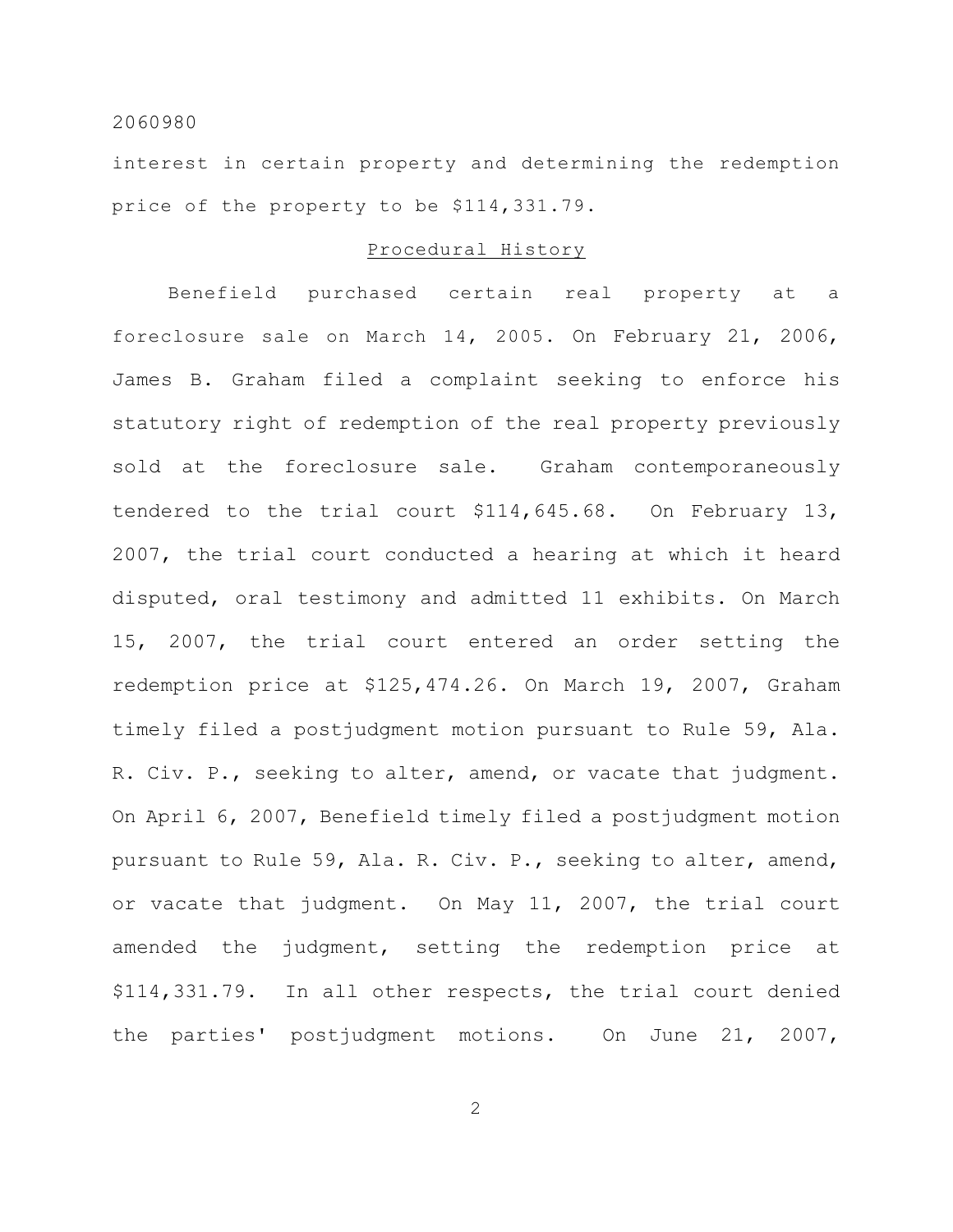interest in certain property and determining the redemption price of the property to be $114,331.79.

## Procedural History

Benefield purchased certain real property at a foreclosure sale on March 14, 2005. On February 21, 2006, James B. Graham filed a complaint seeking to enforce his statutory right of redemption of the real property previously sold at the foreclosure sale. Graham contemporaneously tendered to the trial court $114,645.68. On February 13, 2007, the trial court conducted a hearing at which it heard disputed, oral testimony and admitted 11 exhibits. On March 15, 2007, the trial court entered an order setting the redemption price at $125,474.26. On March 19, 2007, Graham timely filed a postjudgment motion pursuant to Rule 59, Ala. R. Civ. P., seeking to alter, amend, or vacate that judgment. On April 6, 2007, Benefield timely filed a postjudgment motion pursuant to Rule 59, Ala. R. Civ. P., seeking to alter, amend, or vacate that judgment. On May 11, 2007, the trial court amended the judgment, setting the redemption price at $114,331.79. In all other respects, the trial court denied the parties' postjudgment motions. On June 21, 2007,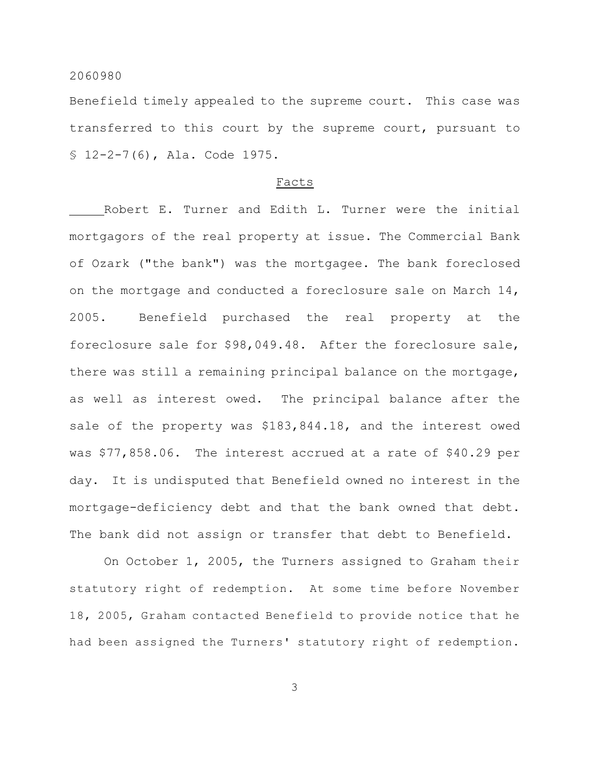Benefield timely appealed to the supreme court. This case was transferred to this court by the supreme court, pursuant to § 12-2-7(6), Ala. Code 1975.

## Facts

Robert E. Turner and Edith L. Turner were the initial mortgagors of the real property at issue. The Commercial Bank of Ozark ("the bank") was the mortgagee. The bank foreclosed on the mortgage and conducted a foreclosure sale on March 14, 2005. Benefield purchased the real property at the foreclosure sale for $98,049.48. After the foreclosure sale, there was still a remaining principal balance on the mortgage, as well as interest owed. The principal balance after the sale of the property was $183,844.18, and the interest owed was $77,858.06. The interest accrued at a rate of $40.29 per day. It is undisputed that Benefield owned no interest in the mortgage-deficiency debt and that the bank owned that debt. The bank did not assign or transfer that debt to Benefield.

On October 1, 2005, the Turners assigned to Graham their statutory right of redemption. At some time before November 18, 2005, Graham contacted Benefield to provide notice that he had been assigned the Turners' statutory right of redemption.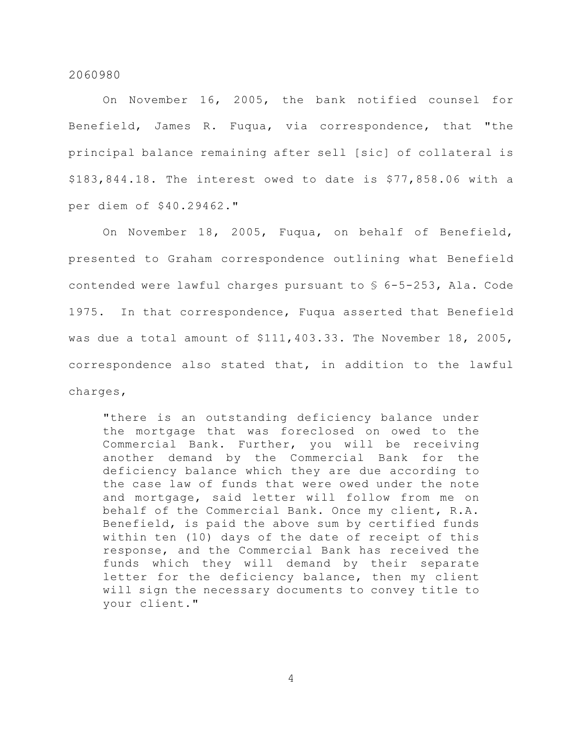On November 16, 2005, the bank notified counsel for Benefield, James R. Fuqua, via correspondence, that "the principal balance remaining after sell [sic] of collateral is $183,844.18. The interest owed to date is $77,858.06 with a per diem of $40.29462."

On November 18, 2005, Fuqua, on behalf of Benefield, presented to Graham correspondence outlining what Benefield contended were lawful charges pursuant to § 6-5-253, Ala. Code 1975. In that correspondence, Fuqua asserted that Benefield was due a total amount of $111,403.33. The November 18, 2005, correspondence also stated that, in addition to the lawful charges,

> "there is an outstanding deficiency balance under the mortgage that was foreclosed on owed to the Commercial Bank. Further, you will be receiving another demand by the Commercial Bank for the deficiency balance which they are due according to the case law of funds that were owed under the note and mortgage, said letter will follow from me on behalf of the Commercial Bank. Once my client, R.A. Benefield, is paid the above sum by certified funds within ten (10) days of the date of receipt of this response, and the Commercial Bank has received the funds which they will demand by their separate letter for the deficiency balance, then my client will sign the necessary documents to convey title to your client."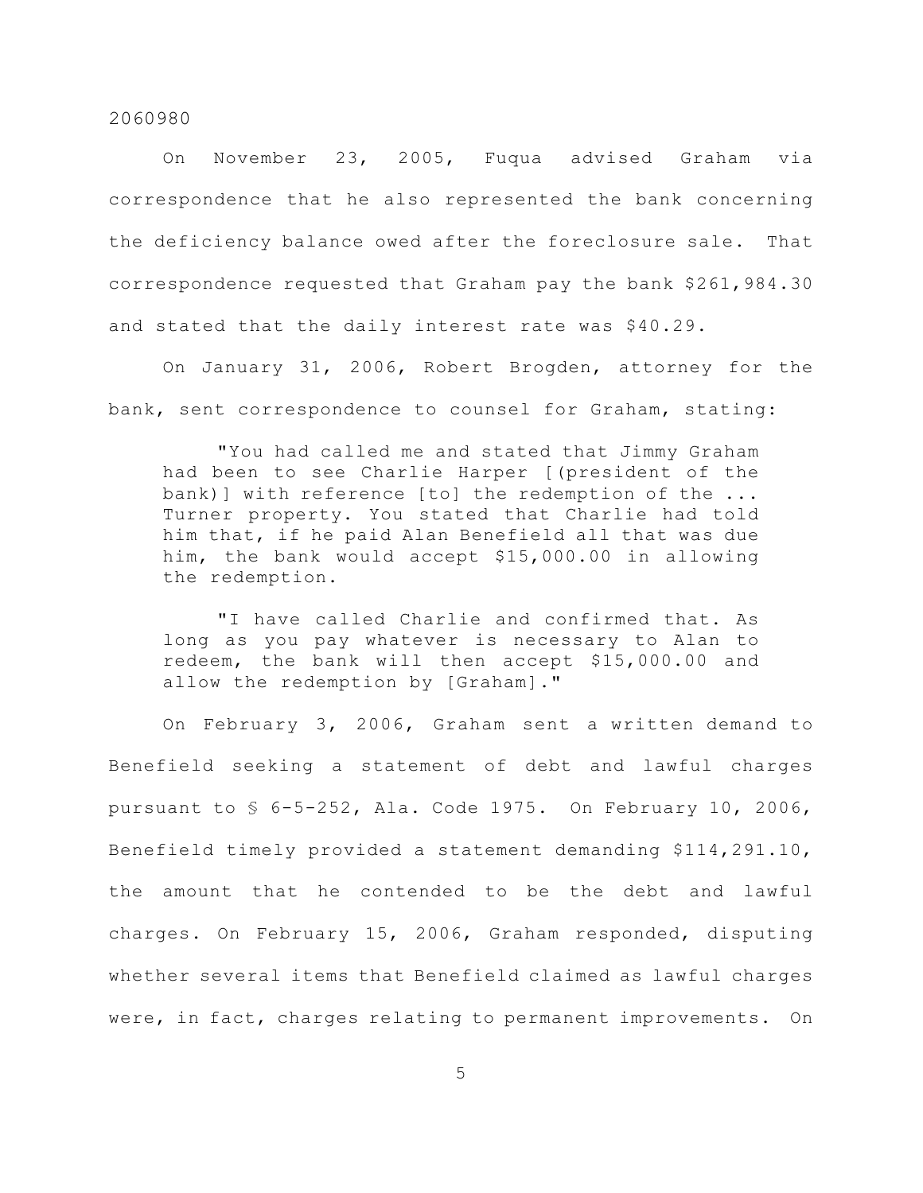On November 23, 2005, Fuqua advised Graham via correspondence that he also represented the bank concerning the deficiency balance owed after the foreclosure sale. That correspondence requested that Graham pay the bank $261,984.30 and stated that the daily interest rate was $40.29.

On January 31, 2006, Robert Brogden, attorney for the bank, sent correspondence to counsel for Graham, stating:

> "You had called me and stated that Jimmy Graham had been to see Charlie Harper [(president of the bank)] with reference [to] the redemption of the ... Turner property. You stated that Charlie had told him that, if he paid Alan Benefield all that was due him, the bank would accept $15,000.00 in allowing the redemption.
>
> "I have called Charlie and confirmed that. As long as you pay whatever is necessary to Alan to redeem, the bank will then accept $15,000.00 and allow the redemption by [Graham]."

On February 3, 2006, Graham sent a written demand to Benefield seeking a statement of debt and lawful charges pursuant to § 6-5-252, Ala. Code 1975. On February 10, 2006, Benefield timely provided a statement demanding $114,291.10, the amount that he contended to be the debt and lawful charges. On February 15, 2006, Graham responded, disputing whether several items that Benefield claimed as lawful charges were, in fact, charges relating to permanent improvements. On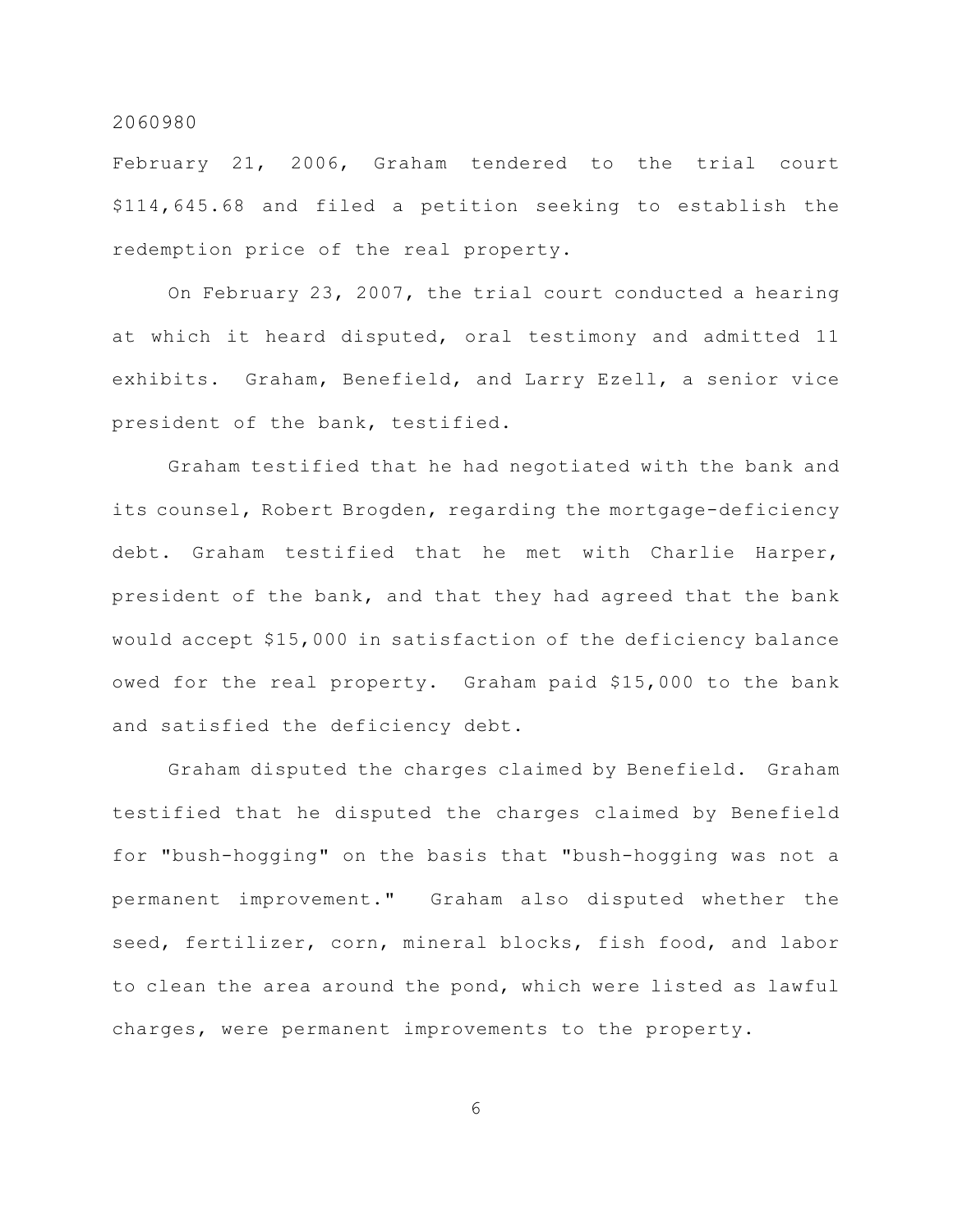February 21, 2006, Graham tendered to the trial court $114,645.68 and filed a petition seeking to establish the redemption price of the real property.

On February 23, 2007, the trial court conducted a hearing at which it heard disputed, oral testimony and admitted 11 exhibits. Graham, Benefield, and Larry Ezell, a senior vice president of the bank, testified.

Graham testified that he had negotiated with the bank and its counsel, Robert Brogden, regarding the mortgage-deficiency debt. Graham testified that he met with Charlie Harper, president of the bank, and that they had agreed that the bank would accept $15,000 in satisfaction of the deficiency balance owed for the real property. Graham paid $15,000 to the bank and satisfied the deficiency debt.

Graham disputed the charges claimed by Benefield. Graham testified that he disputed the charges claimed by Benefield for "bush-hogging" on the basis that "bush-hogging was not a permanent improvement." Graham also disputed whether the seed, fertilizer, corn, mineral blocks, fish food, and labor to clean the area around the pond, which were listed as lawful charges, were permanent improvements to the property.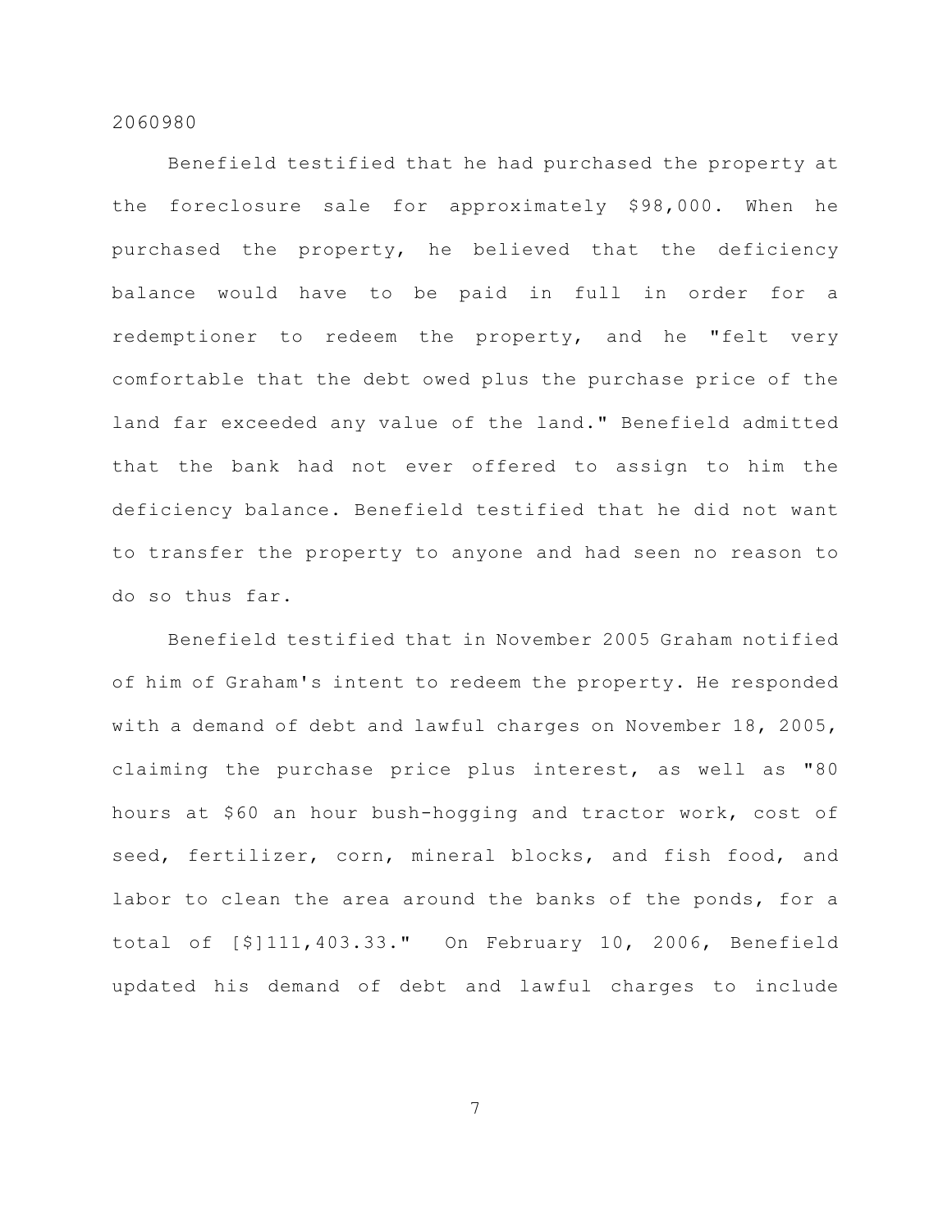Benefield testified that he had purchased the property at the foreclosure sale for approximately $98,000. When he purchased the property, he believed that the deficiency balance would have to be paid in full in order for a redemptioner to redeem the property, and he "felt very comfortable that the debt owed plus the purchase price of the land far exceeded any value of the land." Benefield admitted that the bank had not ever offered to assign to him the deficiency balance. Benefield testified that he did not want to transfer the property to anyone and had seen no reason to do so thus far.

Benefield testified that in November 2005 Graham notified of him of Graham's intent to redeem the property. He responded with a demand of debt and lawful charges on November 18, 2005, claiming the purchase price plus interest, as well as "80 hours at $60 an hour bush-hogging and tractor work, cost of seed, fertilizer, corn, mineral blocks, and fish food, and labor to clean the area around the banks of the ponds, for a total of [$]111,403.33." On February 10, 2006, Benefield updated his demand of debt and lawful charges to include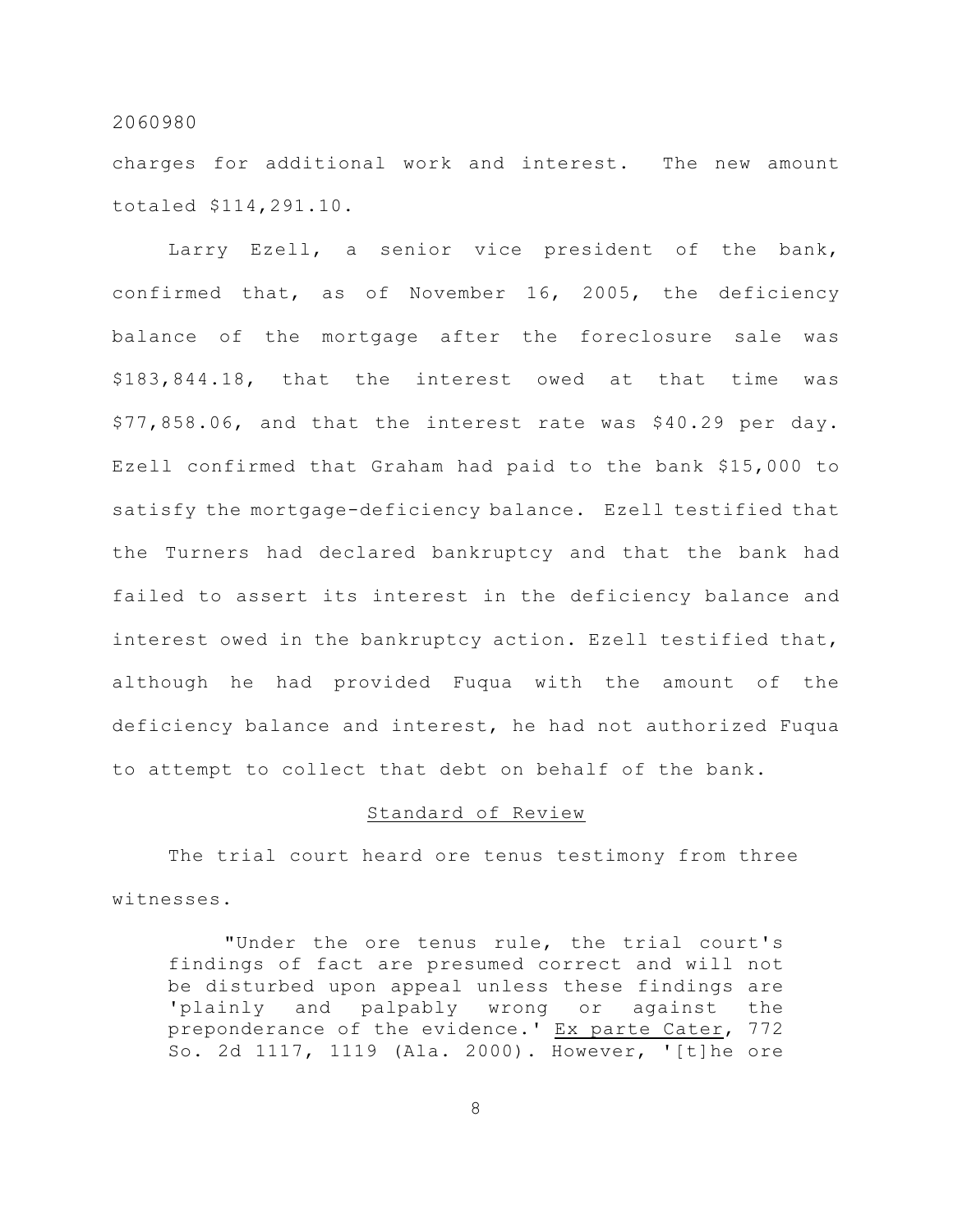charges for additional work and interest. The new amount totaled $114,291.10.

Larry Ezell, a senior vice president of the bank, confirmed that, as of November 16, 2005, the deficiency balance of the mortgage after the foreclosure sale was $183,844.18, that the interest owed at that time was $77,858.06, and that the interest rate was $40.29 per day. Ezell confirmed that Graham had paid to the bank $15,000 to satisfy the mortgage-deficiency balance. Ezell testified that the Turners had declared bankruptcy and that the bank had failed to assert its interest in the deficiency balance and interest owed in the bankruptcy action. Ezell testified that, although he had provided Fuqua with the amount of the deficiency balance and interest, he had not authorized Fuqua to attempt to collect that debt on behalf of the bank.

## Standard of Review

The trial court heard ore tenus testimony from three witnesses.

> "Under the ore tenus rule, the trial court's findings of fact are presumed correct and will not be disturbed upon appeal unless these findings are 'plainly and palpably wrong or against the preponderance of the evidence.' Ex parte Cater, 772 So. 2d 1117, 1119 (Ala. 2000). However, '[t]he ore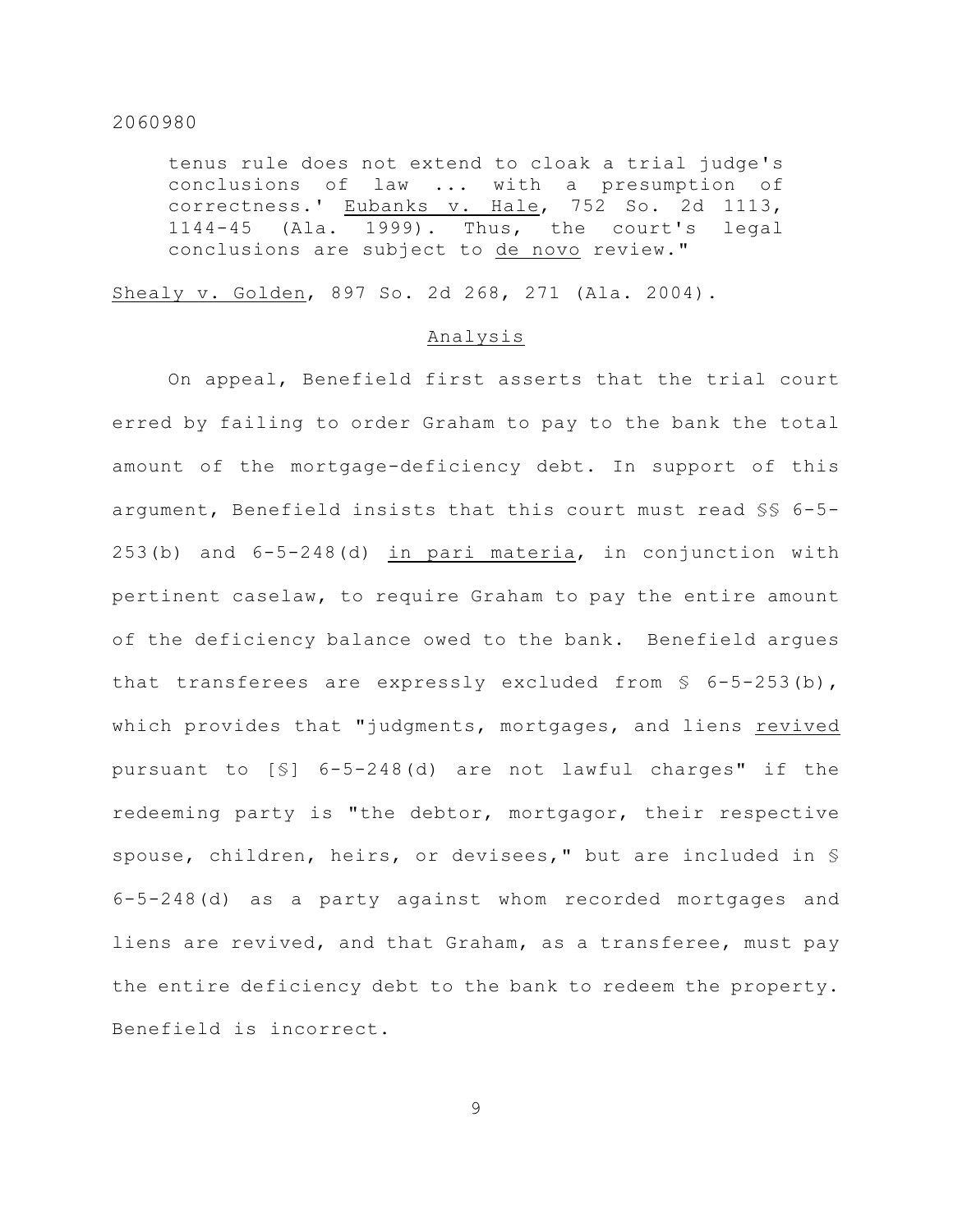tenus rule does not extend to cloak a trial judge's conclusions of law ... with a presumption of correctness.' Eubanks v. Hale, 752 So. 2d 1113, 1144-45 (Ala. 1999). Thus, the court's legal conclusions are subject to *de novo* review."

*Shealy v. Golden*, 897 So. 2d 268, 271 (Ala. 2004).

## Analysis

On appeal, Benefield first asserts that the trial court erred by failing to order Graham to pay to the bank the total amount of the mortgage-deficiency debt. In support of this argument, Benefield insists that this court must read §§ 6-5-253(b) and 6-5-248(d) *in pari materia*, in conjunction with pertinent caselaw, to require Graham to pay the entire amount of the deficiency balance owed to the bank. Benefield argues that transferees are expressly excluded from § 6-5-253(b), which provides that "judgments, mortgages, and liens *revived* pursuant to [§] 6-5-248(d) are not lawful charges" if the redeeming party is "the debtor, mortgagor, their respective spouse, children, heirs, or devisees," but are included in § 6-5-248(d) as a party against whom recorded mortgages and liens are revived, and that Graham, as a transferee, must pay the entire deficiency debt to the bank to redeem the property. Benefield is incorrect.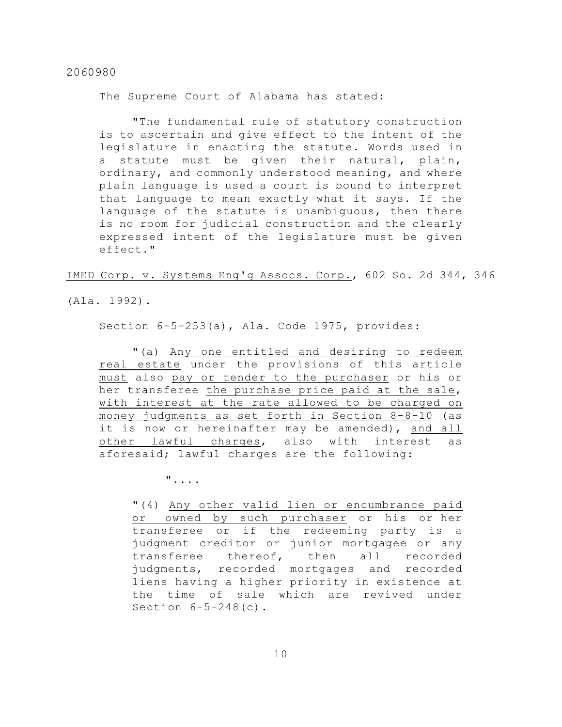The Supreme Court of Alabama has stated:

> "The fundamental rule of statutory construction is to ascertain and give effect to the intent of the legislature in enacting the statute. Words used in a statute must be given their natural, plain, ordinary, and commonly understood meaning, and where plain language is used a court is bound to interpret that language to mean exactly what it says. If the language of the statute is unambiguous, then there is no room for judicial construction and the clearly expressed intent of the legislature must be given effect."

IMED Corp. v. Systems Eng'g Assocs. Corp., 602 So. 2d 344, 346 (Ala. 1992).

Section 6-5-253(a), Ala. Code 1975, provides:

> "(a) Any one entitled and desiring to redeem real estate under the provisions of this article must also pay or tender to the purchaser or his or her transferee the purchase price paid at the sale, with interest at the rate allowed to be charged on money judgments as set forth in Section 8-8-10 (as it is now or hereinafter may be amended), and all other lawful charges, also with interest as aforesaid; lawful charges are the following:
>
> "....
>
> "(4) Any other valid lien or encumbrance paid or owned by such purchaser or his or her transferee or if the redeeming party is a judgment creditor or junior mortgagee or any transferee thereof, then all recorded judgments, recorded mortgages and recorded liens having a higher priority in existence at the time of sale which are revived under Section 6-5-248(c).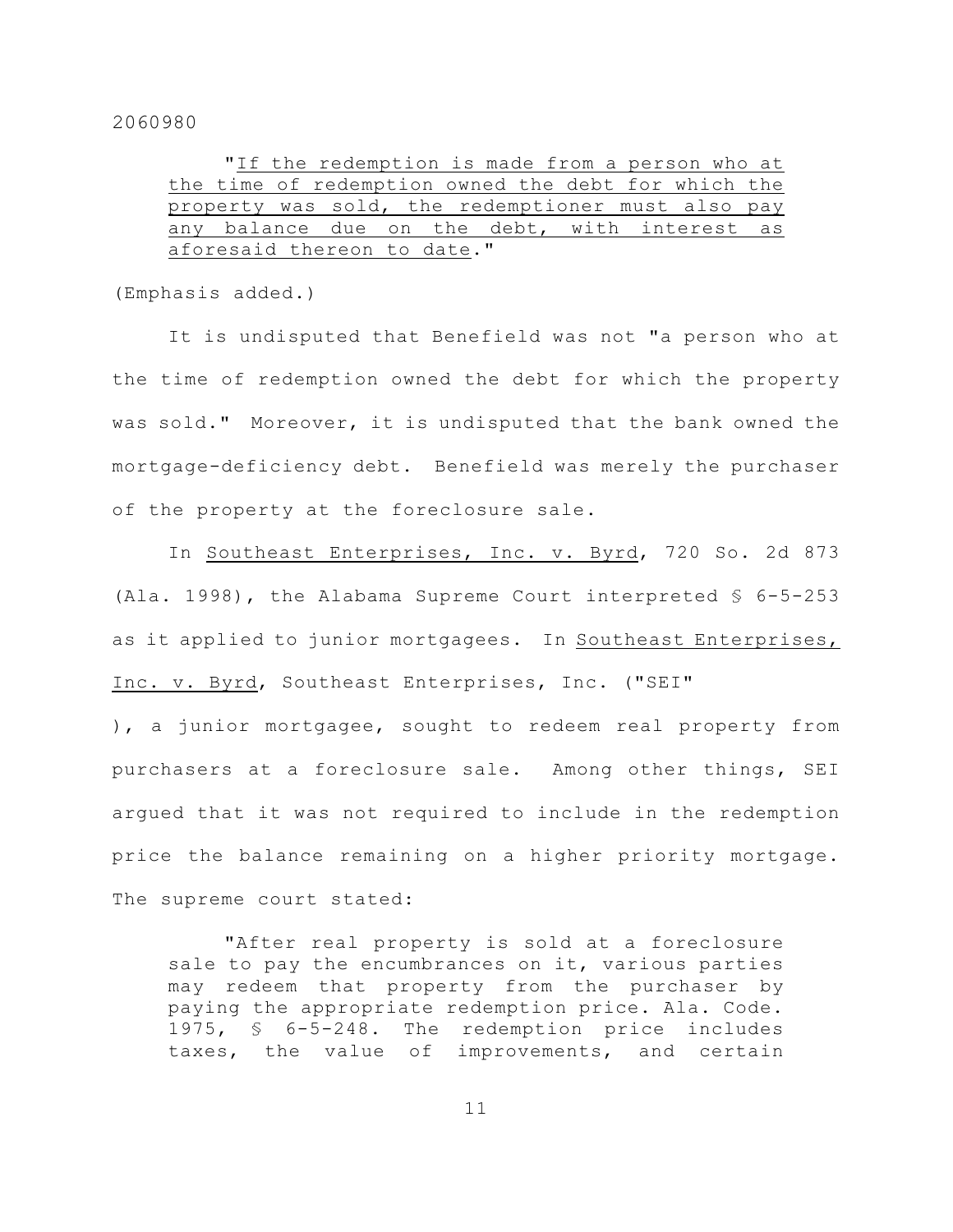> "<u>If the redemption is made from a person who at the time of redemption owned the debt for which the property was sold, the redemptioner must also pay any balance due on the debt, with interest as aforesaid thereon to date</u>."

(Emphasis added.)

It is undisputed that Benefield was not "a person who at the time of redemption owned the debt for which the property was sold." Moreover, it is undisputed that the bank owned the mortgage-deficiency debt. Benefield was merely the purchaser of the property at the foreclosure sale.

In <u>Southeast Enterprises, Inc. v. Byrd</u>, 720 So. 2d 873 (Ala. 1998), the Alabama Supreme Court interpreted § 6-5-253 as it applied to junior mortgagees. In <u>Southeast Enterprises, Inc. v. Byrd</u>, Southeast Enterprises, Inc. ("SEI"), a junior mortgagee, sought to redeem real property from purchasers at a foreclosure sale. Among other things, SEI argued that it was not required to include in the redemption price the balance remaining on a higher priority mortgage. The supreme court stated:

> "After real property is sold at a foreclosure sale to pay the encumbrances on it, various parties may redeem that property from the purchaser by paying the appropriate redemption price. Ala. Code. 1975, § 6-5-248. The redemption price includes taxes, the value of improvements, and certain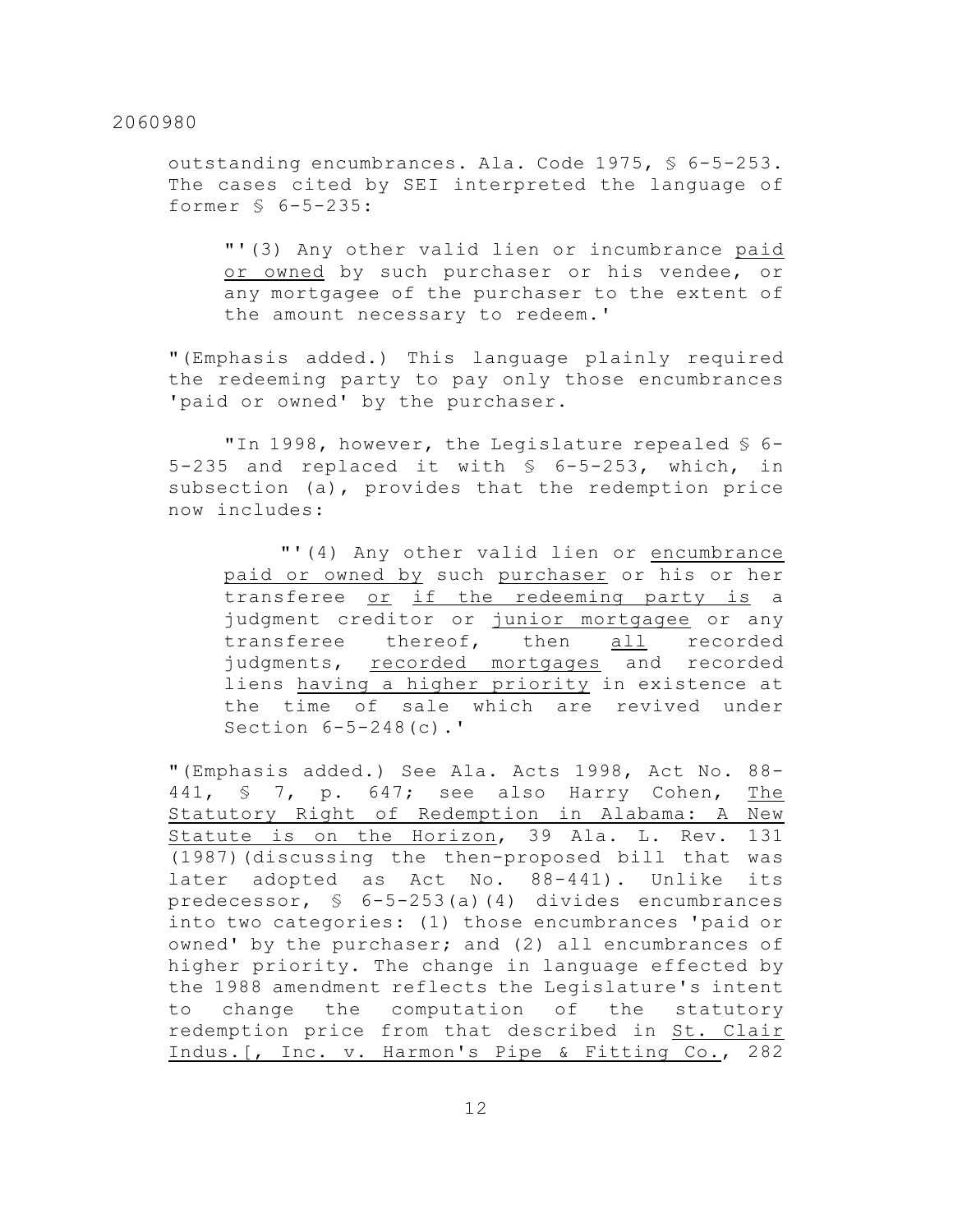outstanding encumbrances. Ala. Code 1975, § 6-5-253. The cases cited by SEI interpreted the language of former § 6-5-235:

> "'(3) Any other valid lien or incumbrance paid or owned by such purchaser or his vendee, or any mortgagee of the purchaser to the extent of the amount necessary to redeem.'

"(Emphasis added.) This language plainly required the redeeming party to pay only those encumbrances 'paid or owned' by the purchaser.

"In 1998, however, the Legislature repealed § 6-5-235 and replaced it with § 6-5-253, which, in subsection (a), provides that the redemption price now includes:

> "'(4) Any other valid lien or encumbrance paid or owned by such purchaser or his or her transferee or if the redeeming party is a judgment creditor or junior mortgagee or any transferee thereof, then all recorded judgments, recorded mortgages and recorded liens having a higher priority in existence at the time of sale which are revived under Section 6-5-248(c).'

"(Emphasis added.) See Ala. Acts 1998, Act No. 88-441, § 7, p. 647; see also Harry Cohen, The Statutory Right of Redemption in Alabama: A New Statute is on the Horizon, 39 Ala. L. Rev. 131 (1987)(discussing the then-proposed bill that was later adopted as Act No. 88-441). Unlike its predecessor, § 6-5-253(a)(4) divides encumbrances into two categories: (1) those encumbrances 'paid or owned' by the purchaser; and (2) all encumbrances of higher priority. The change in language effected by the 1988 amendment reflects the Legislature's intent to change the computation of the statutory redemption price from that described in St. Clair Indus.[, Inc. v. Harmon's Pipe & Fitting Co., 282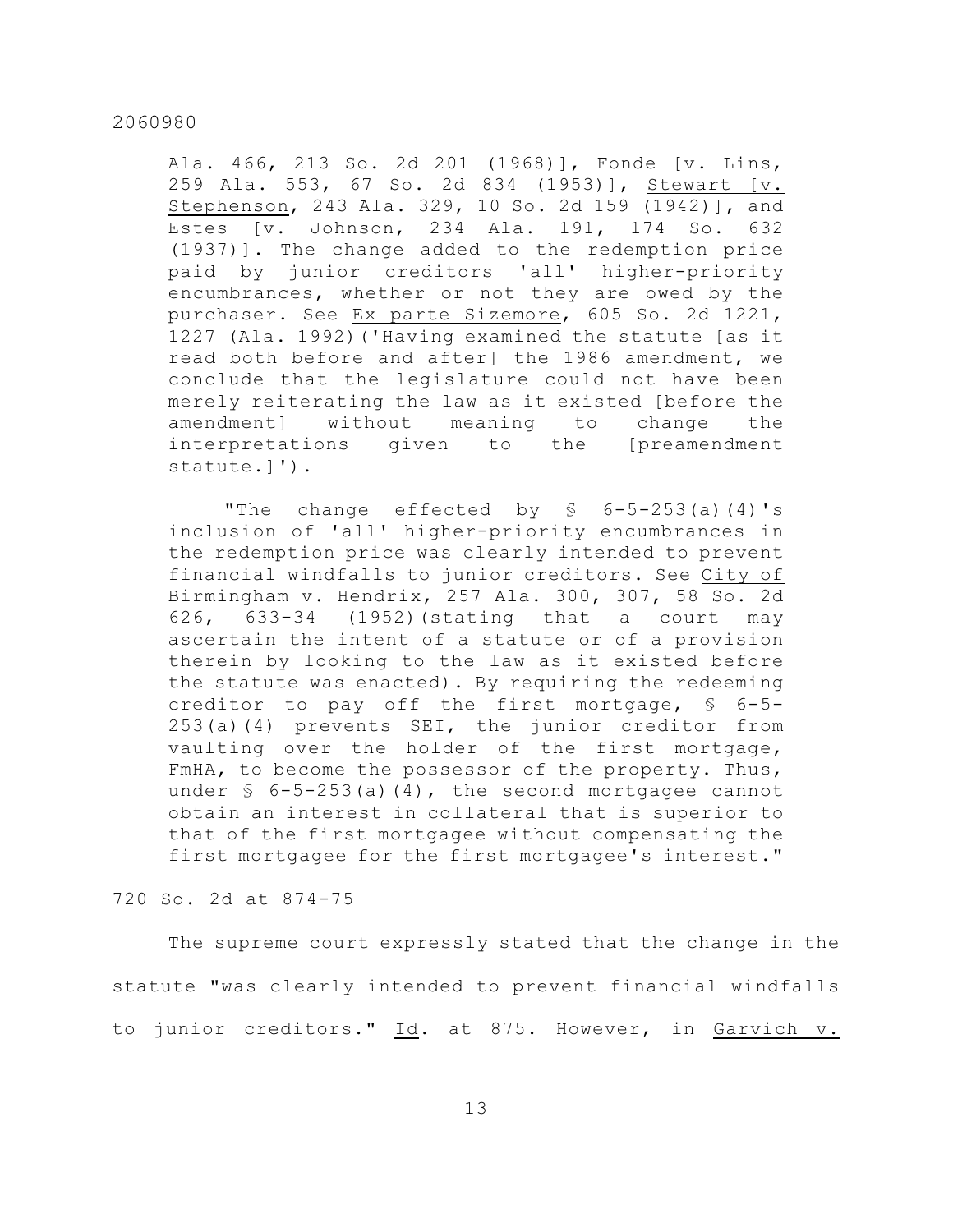> Ala. 466, 213 So. 2d 201 (1968)], Fonde [v. Lins, 259 Ala. 553, 67 So. 2d 834 (1953)], Stewart [v. Stephenson, 243 Ala. 329, 10 So. 2d 159 (1942)], and Estes [v. Johnson, 234 Ala. 191, 174 So. 632 (1937)]. The change added to the redemption price paid by junior creditors 'all' higher-priority encumbrances, whether or not they are owed by the purchaser. See Ex parte Sizemore, 605 So. 2d 1221, 1227 (Ala. 1992)('Having examined the statute [as it read both before and after] the 1986 amendment, we conclude that the legislature could not have been merely reiterating the law as it existed [before the amendment] without meaning to change the interpretations given to the [preamendment statute.]').
>
> "The change effected by § 6-5-253(a)(4)'s inclusion of 'all' higher-priority encumbrances in the redemption price was clearly intended to prevent financial windfalls to junior creditors. See City of Birmingham v. Hendrix, 257 Ala. 300, 307, 58 So. 2d 626, 633-34 (1952)(stating that a court may ascertain the intent of a statute or of a provision therein by looking to the law as it existed before the statute was enacted). By requiring the redeeming creditor to pay off the first mortgage, § 6-5-253(a)(4) prevents SEI, the junior creditor from vaulting over the holder of the first mortgage, FmHA, to become the possessor of the property. Thus, under § 6-5-253(a)(4), the second mortgagee cannot obtain an interest in collateral that is superior to that of the first mortgagee without compensating the first mortgagee for the first mortgagee's interest."

720 So. 2d at 874-75

The supreme court expressly stated that the change in the statute "was clearly intended to prevent financial windfalls to junior creditors." Id. at 875. However, in Garvich v.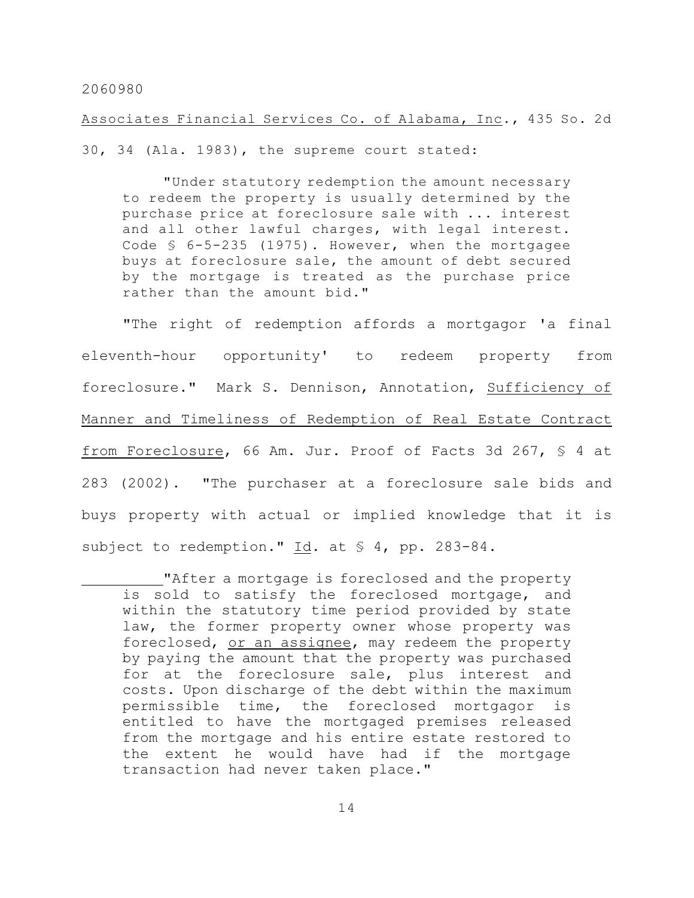Associates Financial Services Co. of Alabama, Inc., 435 So. 2d 30, 34 (Ala. 1983), the supreme court stated:

> "Under statutory redemption the amount necessary to redeem the property is usually determined by the purchase price at foreclosure sale with ... interest and all other lawful charges, with legal interest. Code § 6-5-235 (1975). However, when the mortgagee buys at foreclosure sale, the amount of debt secured by the mortgage is treated as the purchase price rather than the amount bid."

"The right of redemption affords a mortgagor 'a final eleventh-hour opportunity' to redeem property from foreclosure." Mark S. Dennison, Annotation, Sufficiency of Manner and Timeliness of Redemption of Real Estate Contract from Foreclosure, 66 Am. Jur. Proof of Facts 3d 267, § 4 at 283 (2002). "The purchaser at a foreclosure sale bids and buys property with actual or implied knowledge that it is subject to redemption." Id. at § 4, pp. 283-84.

> "After a mortgage is foreclosed and the property is sold to satisfy the foreclosed mortgage, and within the statutory time period provided by state law, the former property owner whose property was foreclosed, or an assignee, may redeem the property by paying the amount that the property was purchased for at the foreclosure sale, plus interest and costs. Upon discharge of the debt within the maximum permissible time, the foreclosed mortgagor is entitled to have the mortgaged premises released from the mortgage and his entire estate restored to the extent he would have had if the mortgage transaction had never taken place."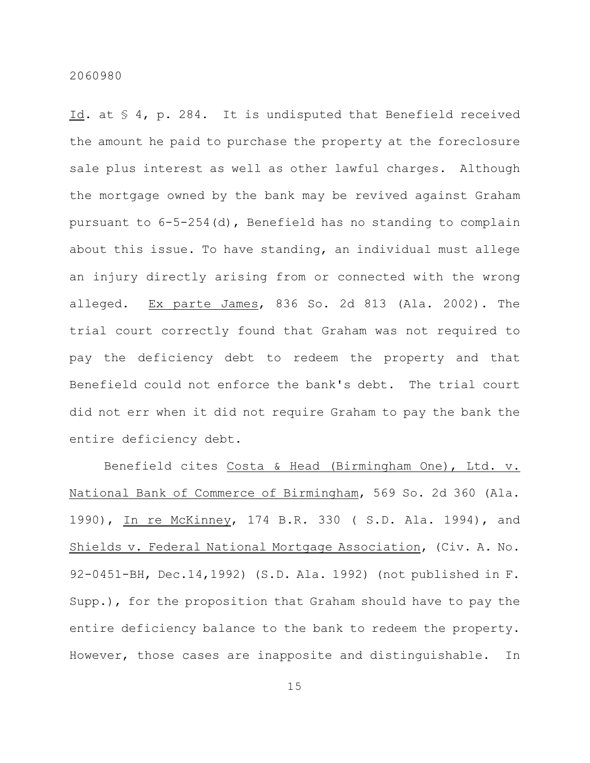Id. at § 4, p. 284. It is undisputed that Benefield received the amount he paid to purchase the property at the foreclosure sale plus interest as well as other lawful charges. Although the mortgage owned by the bank may be revived against Graham pursuant to 6-5-254(d), Benefield has no standing to complain about this issue. To have standing, an individual must allege an injury directly arising from or connected with the wrong alleged. Ex parte James, 836 So. 2d 813 (Ala. 2002). The trial court correctly found that Graham was not required to pay the deficiency debt to redeem the property and that Benefield could not enforce the bank's debt. The trial court did not err when it did not require Graham to pay the bank the entire deficiency debt.

Benefield cites Costa & Head (Birmingham One), Ltd. v. National Bank of Commerce of Birmingham, 569 So. 2d 360 (Ala. 1990), In re McKinney, 174 B.R. 330 ( S.D. Ala. 1994), and Shields v. Federal National Mortgage Association, (Civ. A. No. 92-0451-BH, Dec.14,1992) (S.D. Ala. 1992) (not published in F. Supp.), for the proposition that Graham should have to pay the entire deficiency balance to the bank to redeem the property. However, those cases are inapposite and distinguishable. In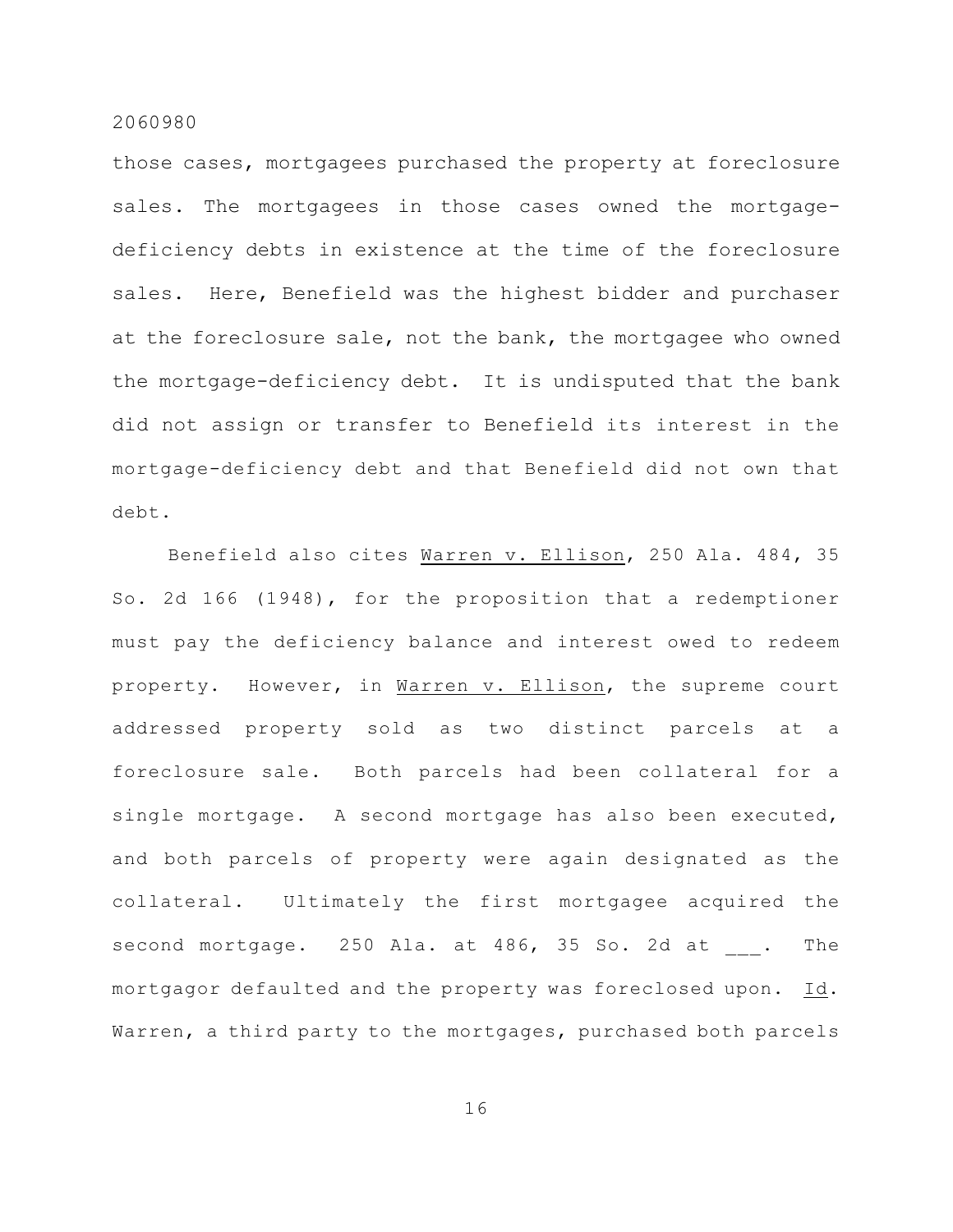those cases, mortgagees purchased the property at foreclosure sales. The mortgagees in those cases owned the mortgage-deficiency debts in existence at the time of the foreclosure sales. Here, Benefield was the highest bidder and purchaser at the foreclosure sale, not the bank, the mortgagee who owned the mortgage-deficiency debt. It is undisputed that the bank did not assign or transfer to Benefield its interest in the mortgage-deficiency debt and that Benefield did not own that debt.

Benefield also cites Warren v. Ellison, 250 Ala. 484, 35 So. 2d 166 (1948), for the proposition that a redemptioner must pay the deficiency balance and interest owed to redeem property. However, in Warren v. Ellison, the supreme court addressed property sold as two distinct parcels at a foreclosure sale. Both parcels had been collateral for a single mortgage. A second mortgage has also been executed, and both parcels of property were again designated as the collateral. Ultimately the first mortgagee acquired the second mortgage. 250 Ala. at 486, 35 So. 2d at ___. The mortgagor defaulted and the property was foreclosed upon. Id. Warren, a third party to the mortgages, purchased both parcels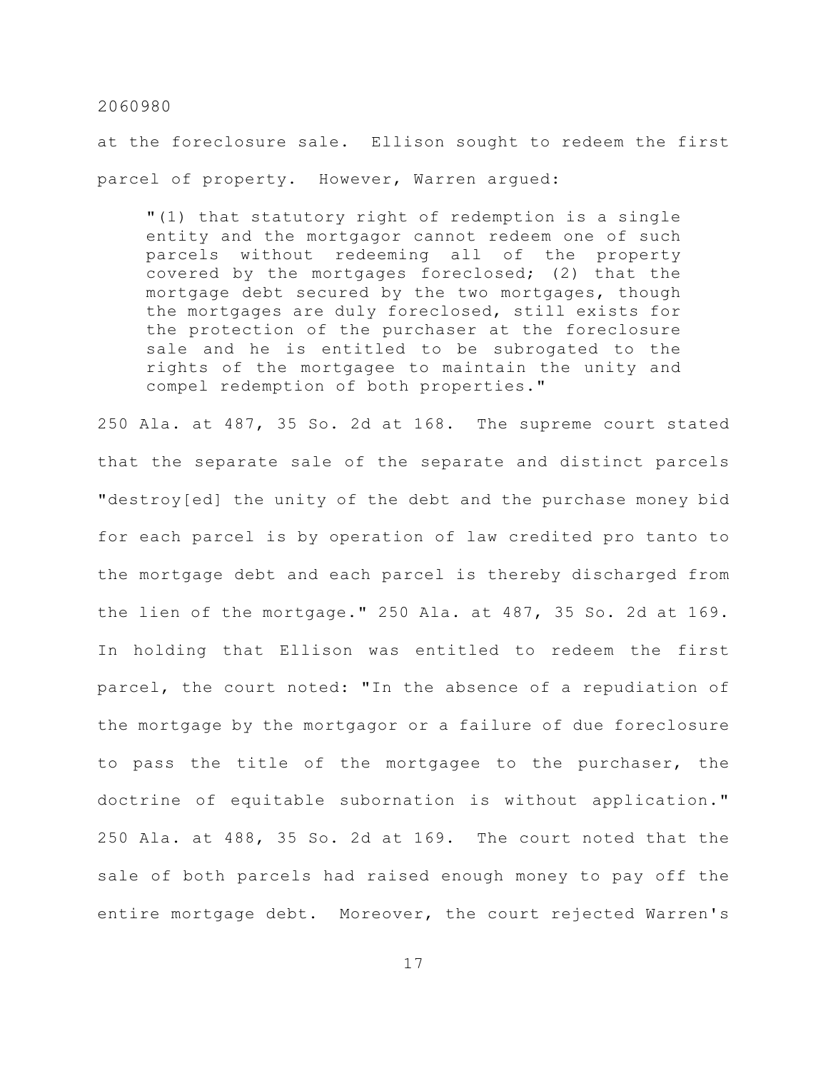at the foreclosure sale. Ellison sought to redeem the first parcel of property. However, Warren argued:

> "(1) that statutory right of redemption is a single entity and the mortgagor cannot redeem one of such parcels without redeeming all of the property covered by the mortgages foreclosed; (2) that the mortgage debt secured by the two mortgages, though the mortgages are duly foreclosed, still exists for the protection of the purchaser at the foreclosure sale and he is entitled to be subrogated to the rights of the mortgagee to maintain the unity and compel redemption of both properties."

250 Ala. at 487, 35 So. 2d at 168. The supreme court stated that the separate sale of the separate and distinct parcels "destroy[ed] the unity of the debt and the purchase money bid for each parcel is by operation of law credited pro tanto to the mortgage debt and each parcel is thereby discharged from the lien of the mortgage." 250 Ala. at 487, 35 So. 2d at 169. In holding that Ellison was entitled to redeem the first parcel, the court noted: "In the absence of a repudiation of the mortgage by the mortgagor or a failure of due foreclosure to pass the title of the mortgagee to the purchaser, the doctrine of equitable subornation is without application." 250 Ala. at 488, 35 So. 2d at 169. The court noted that the sale of both parcels had raised enough money to pay off the entire mortgage debt. Moreover, the court rejected Warren's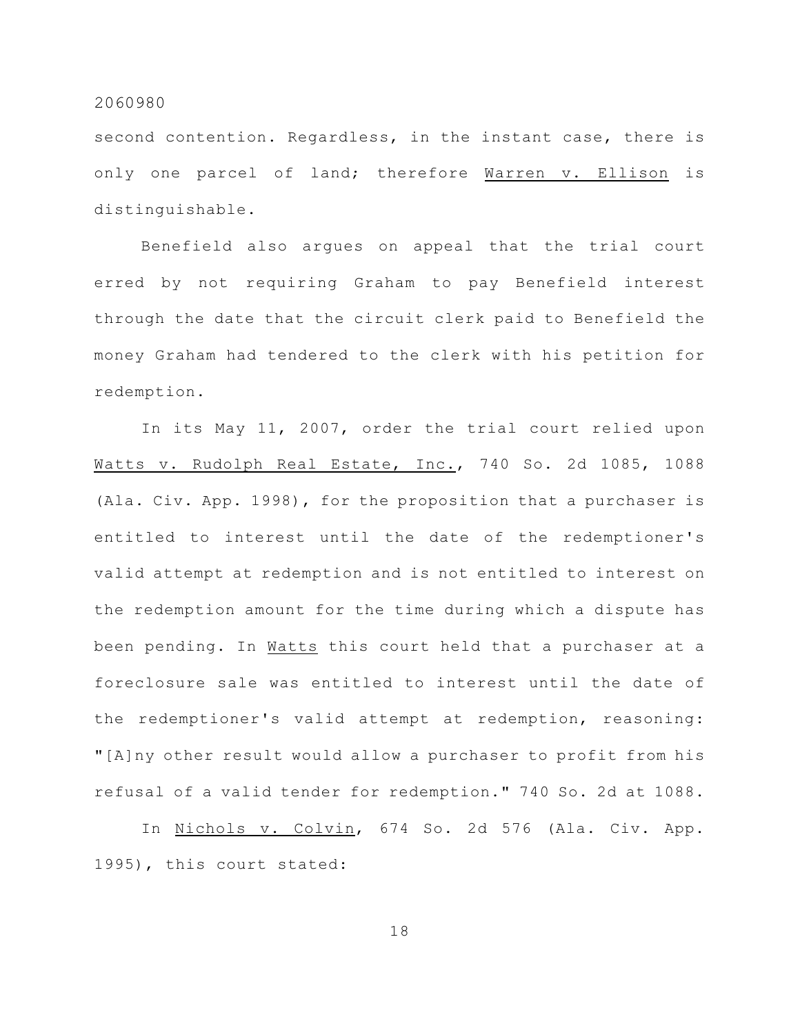second contention. Regardless, in the instant case, there is only one parcel of land; therefore Warren v. Ellison is distinguishable.

Benefield also argues on appeal that the trial court erred by not requiring Graham to pay Benefield interest through the date that the circuit clerk paid to Benefield the money Graham had tendered to the clerk with his petition for redemption.

In its May 11, 2007, order the trial court relied upon Watts v. Rudolph Real Estate, Inc., 740 So. 2d 1085, 1088 (Ala. Civ. App. 1998), for the proposition that a purchaser is entitled to interest until the date of the redemptioner's valid attempt at redemption and is not entitled to interest on the redemption amount for the time during which a dispute has been pending. In Watts this court held that a purchaser at a foreclosure sale was entitled to interest until the date of the redemptioner's valid attempt at redemption, reasoning: "[A]ny other result would allow a purchaser to profit from his refusal of a valid tender for redemption." 740 So. 2d at 1088.

In Nichols v. Colvin, 674 So. 2d 576 (Ala. Civ. App. 1995), this court stated: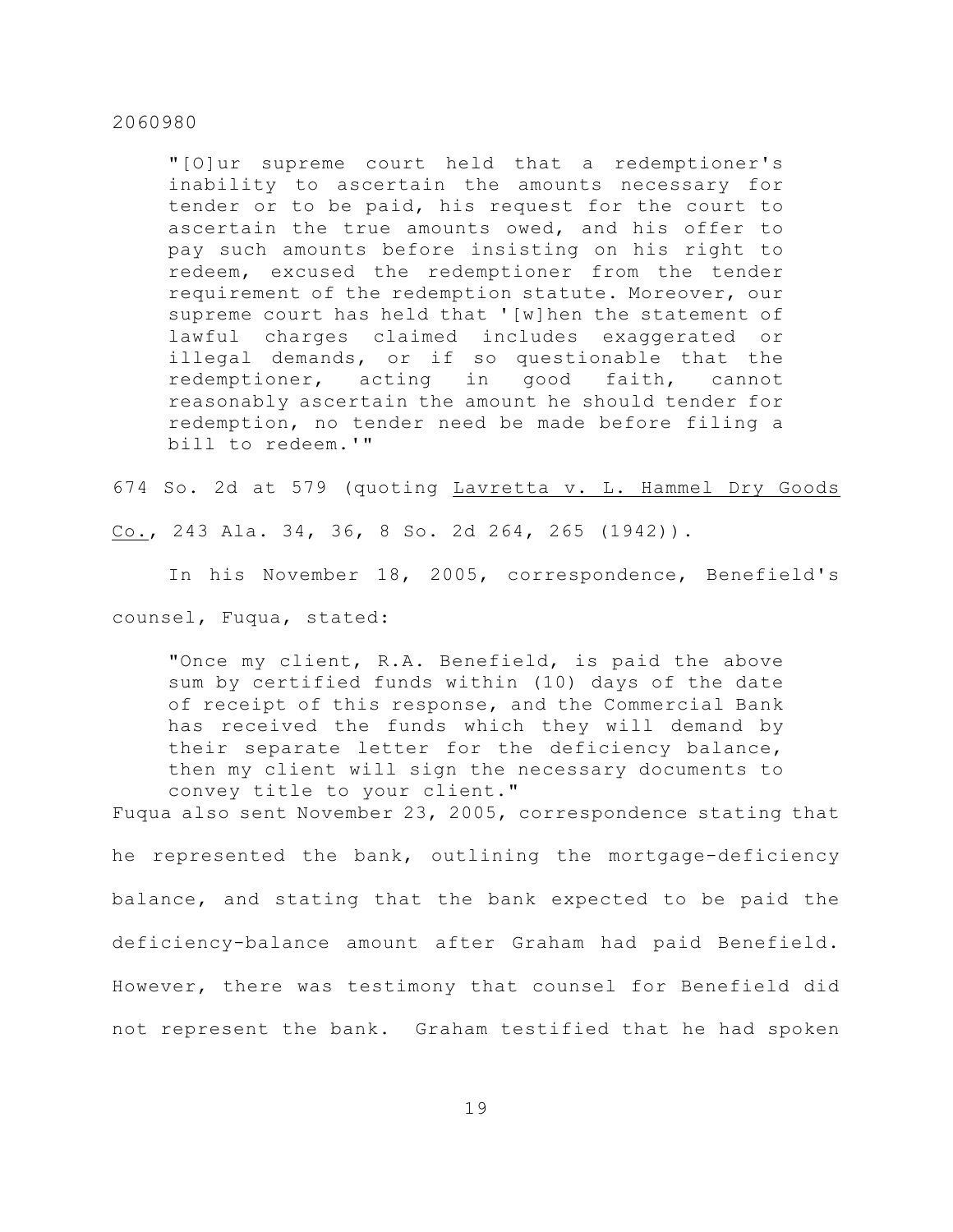> "[O]ur supreme court held that a redemptioner's inability to ascertain the amounts necessary for tender or to be paid, his request for the court to ascertain the true amounts owed, and his offer to pay such amounts before insisting on his right to redeem, excused the redemptioner from the tender requirement of the redemption statute. Moreover, our supreme court has held that '[w]hen the statement of lawful charges claimed includes exaggerated or illegal demands, or if so questionable that the redemptioner, acting in good faith, cannot reasonably ascertain the amount he should tender for redemption, no tender need be made before filing a bill to redeem.'"

674 So. 2d at 579 (quoting Lavretta v. L. Hammel Dry Goods Co., 243 Ala. 34, 36, 8 So. 2d 264, 265 (1942)).

In his November 18, 2005, correspondence, Benefield's counsel, Fuqua, stated:

> "Once my client, R.A. Benefield, is paid the above sum by certified funds within (10) days of the date of receipt of this response, and the Commercial Bank has received the funds which they will demand by their separate letter for the deficiency balance, then my client will sign the necessary documents to convey title to your client."

Fuqua also sent November 23, 2005, correspondence stating that he represented the bank, outlining the mortgage-deficiency balance, and stating that the bank expected to be paid the deficiency-balance amount after Graham had paid Benefield. However, there was testimony that counsel for Benefield did not represent the bank. Graham testified that he had spoken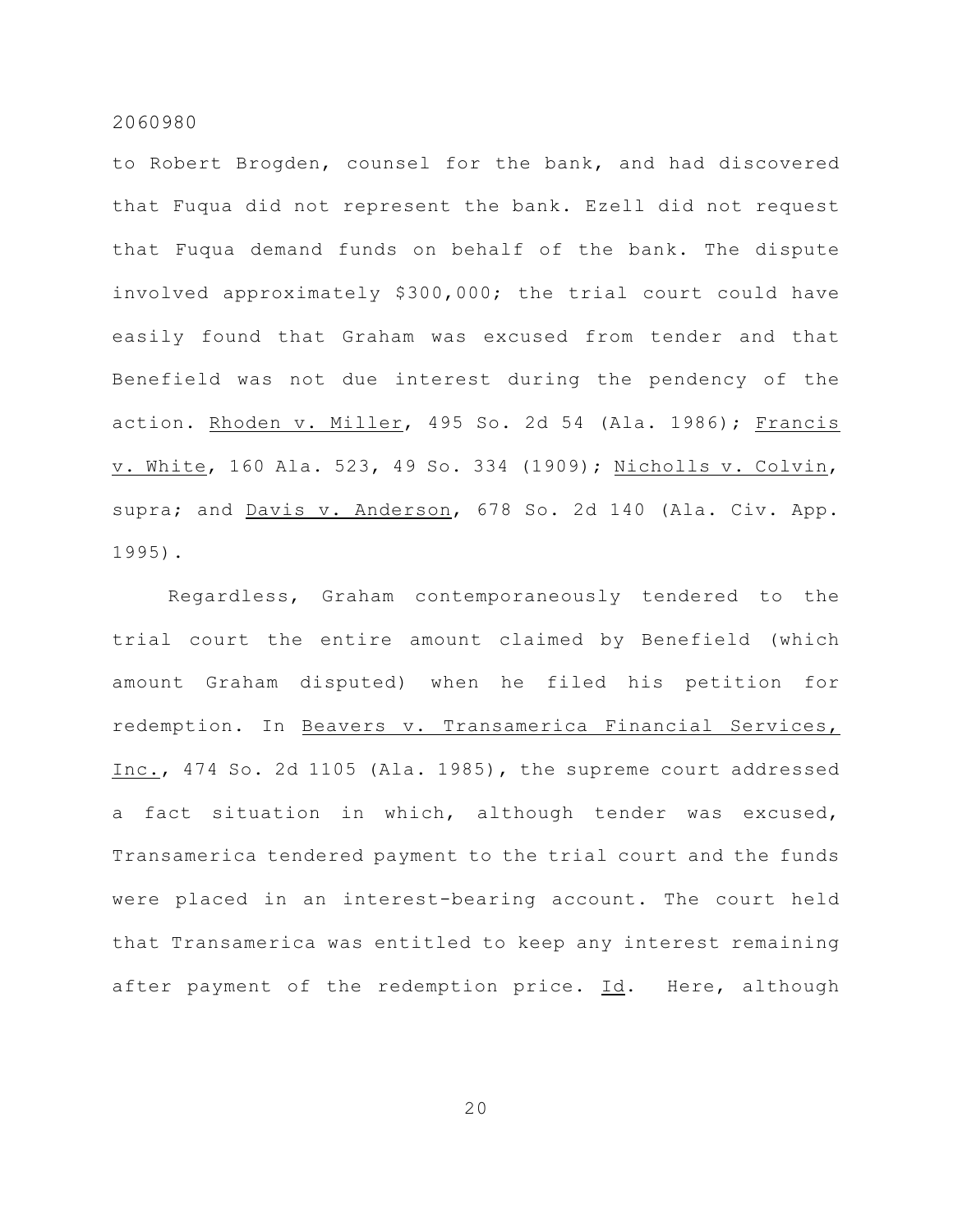to Robert Brogden, counsel for the bank, and had discovered that Fuqua did not represent the bank. Ezell did not request that Fuqua demand funds on behalf of the bank. The dispute involved approximately $300,000; the trial court could have easily found that Graham was excused from tender and that Benefield was not due interest during the pendency of the action. Rhoden v. Miller, 495 So. 2d 54 (Ala. 1986); Francis v. White, 160 Ala. 523, 49 So. 334 (1909); Nicholls v. Colvin, supra; and Davis v. Anderson, 678 So. 2d 140 (Ala. Civ. App. 1995).

Regardless, Graham contemporaneously tendered to the trial court the entire amount claimed by Benefield (which amount Graham disputed) when he filed his petition for redemption. In Beavers v. Transamerica Financial Services, Inc., 474 So. 2d 1105 (Ala. 1985), the supreme court addressed a fact situation in which, although tender was excused, Transamerica tendered payment to the trial court and the funds were placed in an interest-bearing account. The court held that Transamerica was entitled to keep any interest remaining after payment of the redemption price. Id. Here, although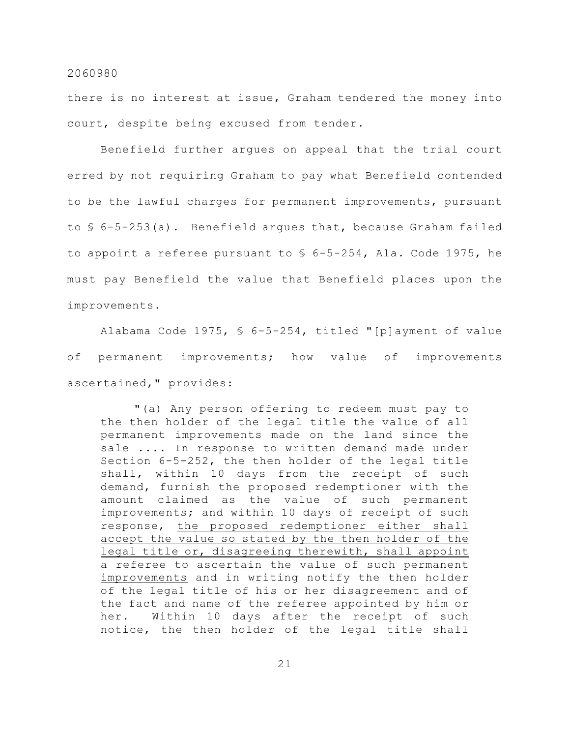there is no interest at issue, Graham tendered the money into court, despite being excused from tender.

Benefield further argues on appeal that the trial court erred by not requiring Graham to pay what Benefield contended to be the lawful charges for permanent improvements, pursuant to § 6-5-253(a). Benefield argues that, because Graham failed to appoint a referee pursuant to § 6-5-254, Ala. Code 1975, he must pay Benefield the value that Benefield places upon the improvements.

Alabama Code 1975, § 6-5-254, titled "[p]ayment of value of permanent improvements; how value of improvements ascertained," provides:

> "(a) Any person offering to redeem must pay to the then holder of the legal title the value of all permanent improvements made on the land since the sale .... In response to written demand made under Section 6-5-252, the then holder of the legal title shall, within 10 days from the receipt of such demand, furnish the proposed redemptioner with the amount claimed as the value of such permanent improvements; and within 10 days of receipt of such response, <u>the proposed redemptioner either shall accept the value so stated by the then holder of the legal title or, disagreeing therewith, shall appoint a referee to ascertain the value of such permanent improvements</u> and in writing notify the then holder of the legal title of his or her disagreement and of the fact and name of the referee appointed by him or her. Within 10 days after the receipt of such notice, the then holder of the legal title shall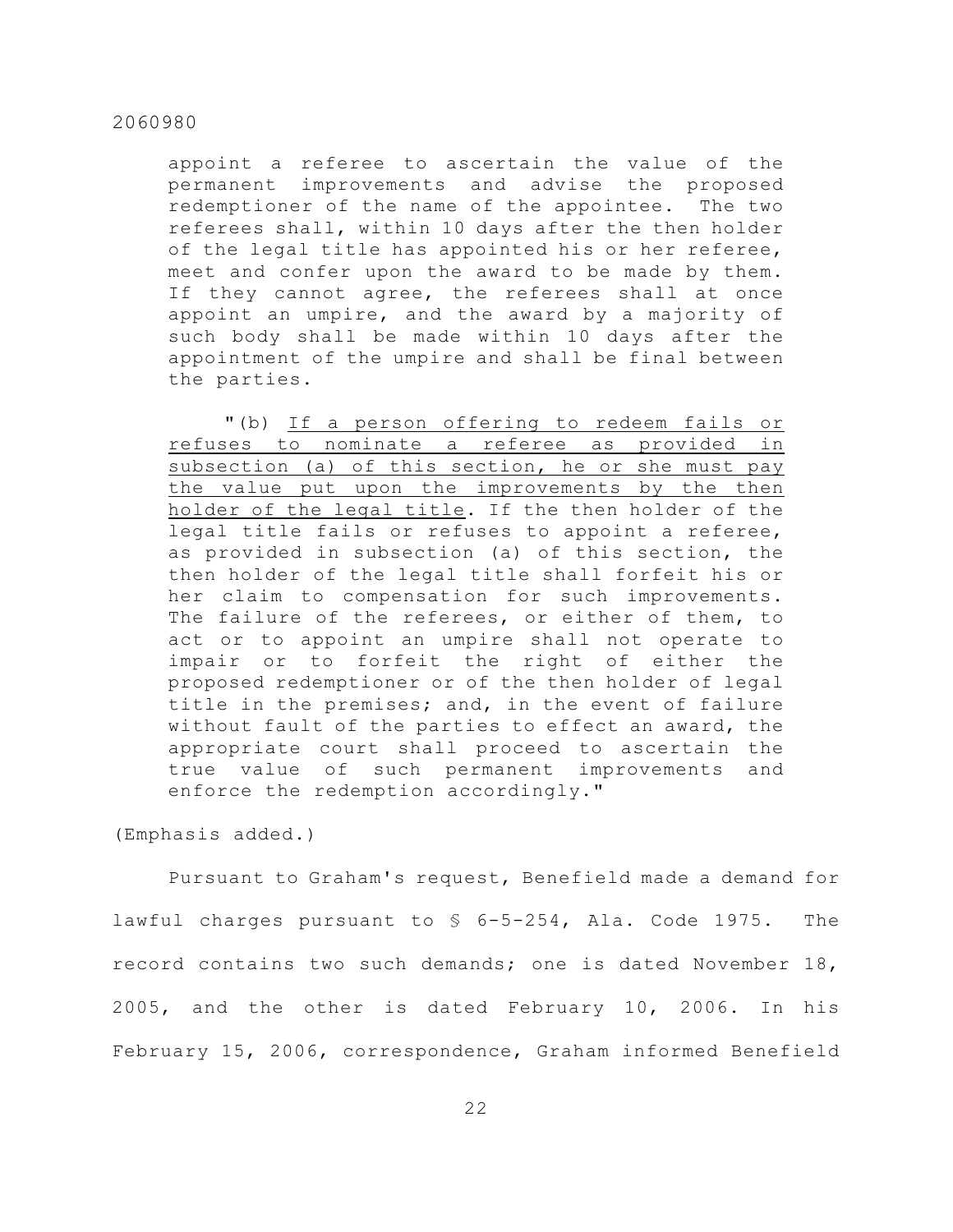> appoint a referee to ascertain the value of the permanent improvements and advise the proposed redemptioner of the name of the appointee. The two referees shall, within 10 days after the then holder of the legal title has appointed his or her referee, meet and confer upon the award to be made by them. If they cannot agree, the referees shall at once appoint an umpire, and the award by a majority of such body shall be made within 10 days after the appointment of the umpire and shall be final between the parties.
>
> "(b) <u>If a person offering to redeem fails or refuses to nominate a referee as provided in subsection (a) of this section, he or she must pay the value put upon the improvements by the then holder of the legal title</u>. If the then holder of the legal title fails or refuses to appoint a referee, as provided in subsection (a) of this section, the then holder of the legal title shall forfeit his or her claim to compensation for such improvements. The failure of the referees, or either of them, to act or to appoint an umpire shall not operate to impair or to forfeit the right of either the proposed redemptioner or of the then holder of legal title in the premises; and, in the event of failure without fault of the parties to effect an award, the appropriate court shall proceed to ascertain the true value of such permanent improvements and enforce the redemption accordingly."

(Emphasis added.)

Pursuant to Graham's request, Benefield made a demand for lawful charges pursuant to § 6-5-254, Ala. Code 1975. The record contains two such demands; one is dated November 18, 2005, and the other is dated February 10, 2006. In his February 15, 2006, correspondence, Graham informed Benefield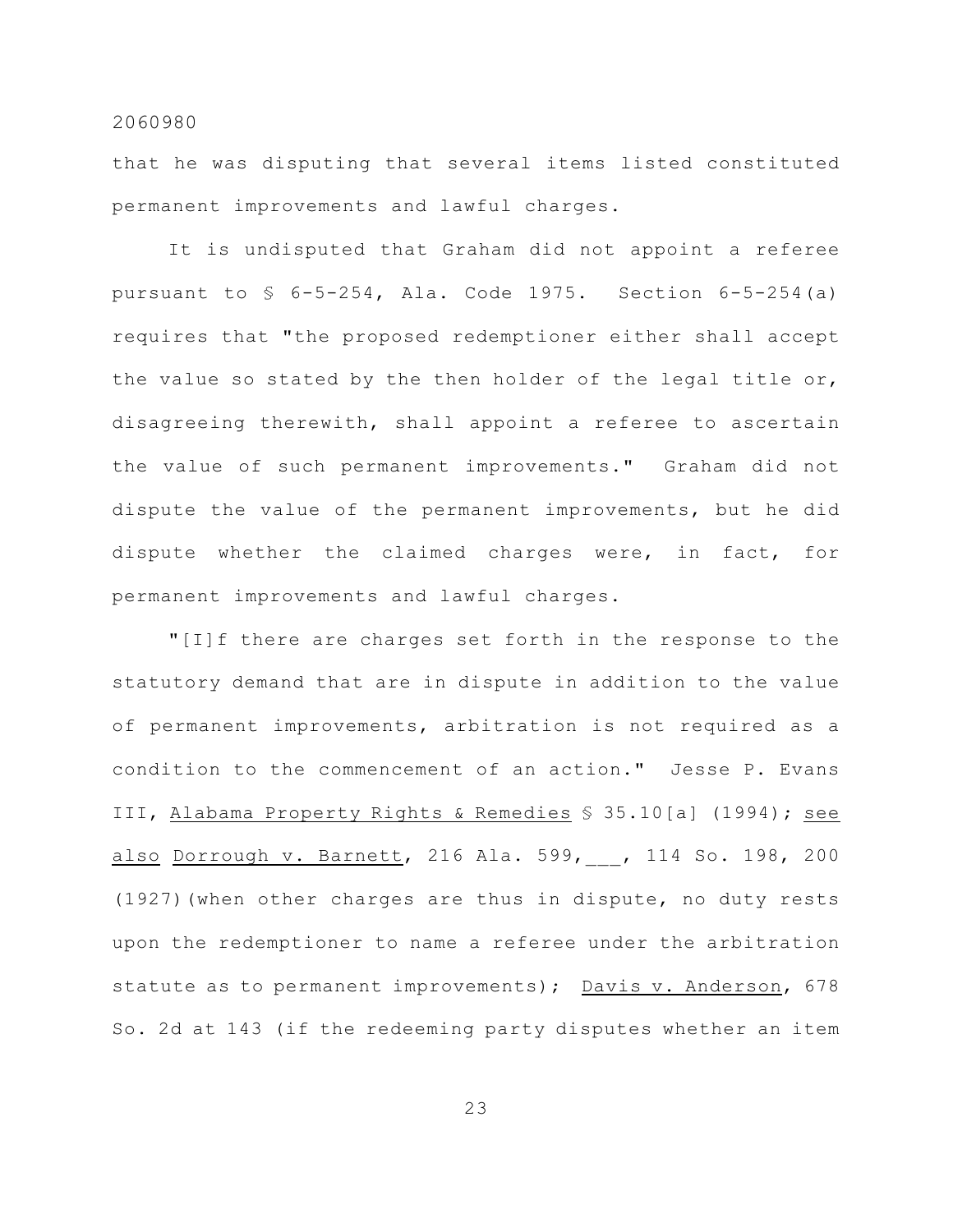that he was disputing that several items listed constituted permanent improvements and lawful charges.

It is undisputed that Graham did not appoint a referee pursuant to § 6-5-254, Ala. Code 1975. Section 6-5-254(a) requires that "the proposed redemptioner either shall accept the value so stated by the then holder of the legal title or, disagreeing therewith, shall appoint a referee to ascertain the value of such permanent improvements." Graham did not dispute the value of the permanent improvements, but he did dispute whether the claimed charges were, in fact, for permanent improvements and lawful charges.

"[I]f there are charges set forth in the response to the statutory demand that are in dispute in addition to the value of permanent improvements, arbitration is not required as a condition to the commencement of an action." Jesse P. Evans III, Alabama Property Rights & Remedies § 35.10[a] (1994); see also Dorrough v. Barnett, 216 Ala. 599, ___, 114 So. 198, 200 (1927)(when other charges are thus in dispute, no duty rests upon the redemptioner to name a referee under the arbitration statute as to permanent improvements); Davis v. Anderson, 678 So. 2d at 143 (if the redeeming party disputes whether an item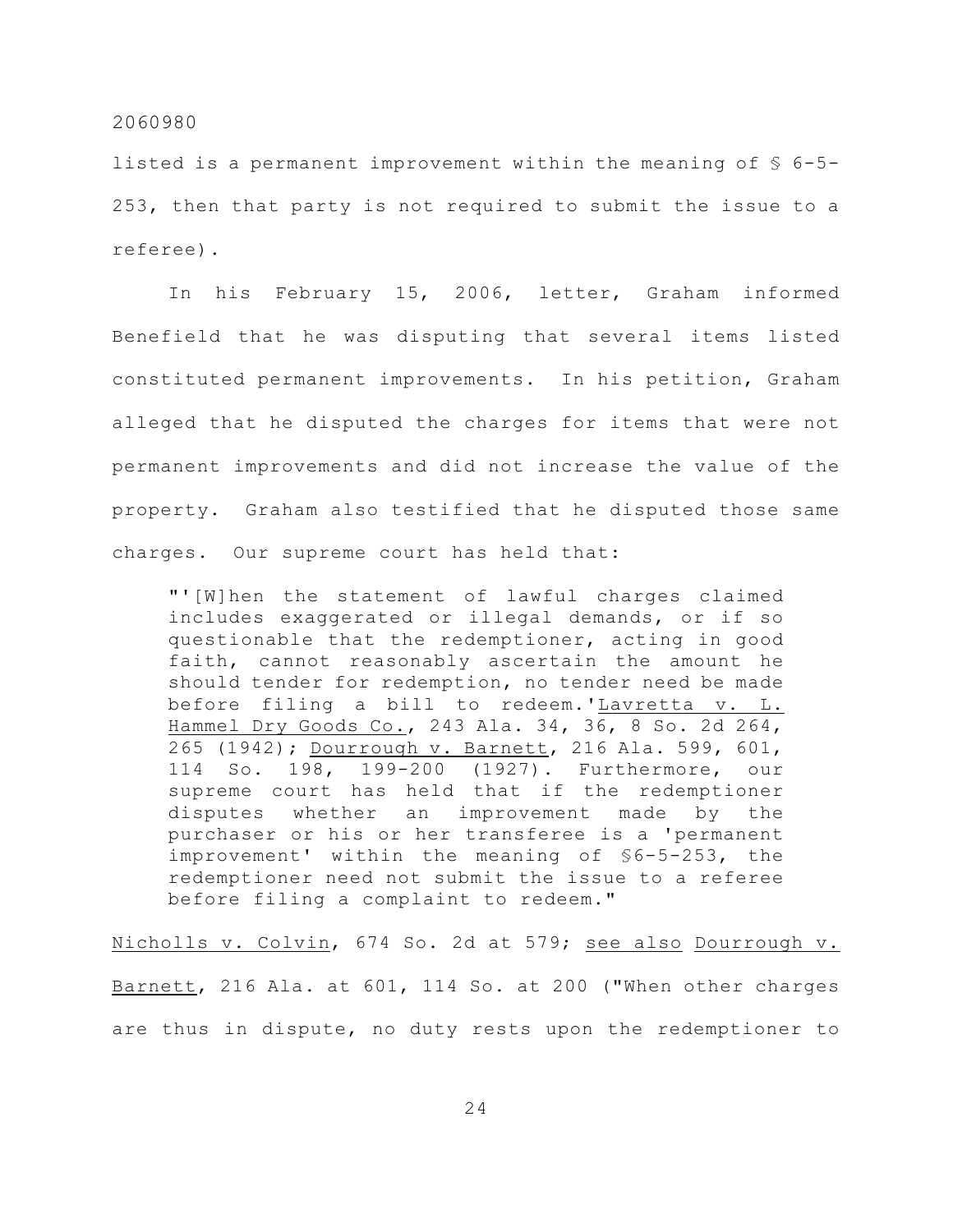listed is a permanent improvement within the meaning of § 6-5-253, then that party is not required to submit the issue to a referee).

In his February 15, 2006, letter, Graham informed Benefield that he was disputing that several items listed constituted permanent improvements. In his petition, Graham alleged that he disputed the charges for items that were not permanent improvements and did not increase the value of the property. Graham also testified that he disputed those same charges. Our supreme court has held that:

> "'[W]hen the statement of lawful charges claimed includes exaggerated or illegal demands, or if so questionable that the redemptioner, acting in good faith, cannot reasonably ascertain the amount he should tender for redemption, no tender need be made before filing a bill to redeem.' Lavretta v. L. Hammel Dry Goods Co., 243 Ala. 34, 36, 8 So. 2d 264, 265 (1942); Dourrough v. Barnett, 216 Ala. 599, 601, 114 So. 198, 199-200 (1927). Furthermore, our supreme court has held that if the redemptioner disputes whether an improvement made by the purchaser or his or her transferee is a 'permanent improvement' within the meaning of §6-5-253, the redemptioner need not submit the issue to a referee before filing a complaint to redeem."

Nicholls v. Colvin, 674 So. 2d at 579; see also Dourrough v. Barnett, 216 Ala. at 601, 114 So. at 200 ("When other charges are thus in dispute, no duty rests upon the redemptioner to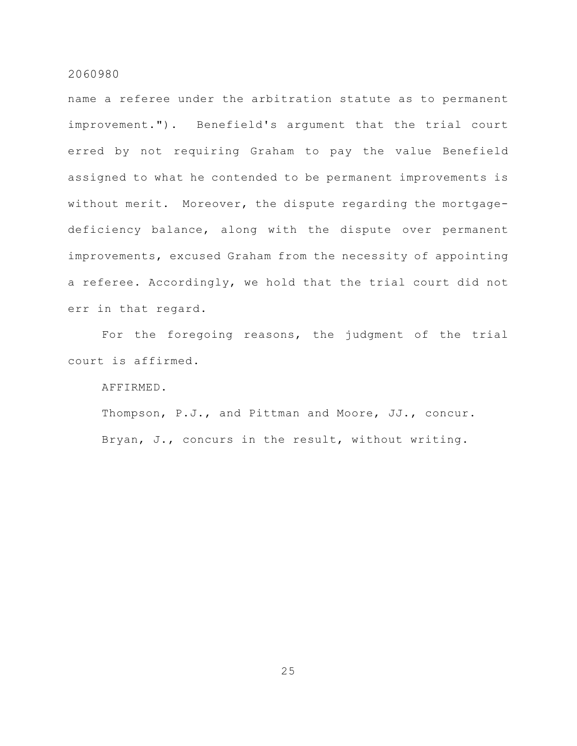name a referee under the arbitration statute as to permanent improvement."). Benefield's argument that the trial court erred by not requiring Graham to pay the value Benefield assigned to what he contended to be permanent improvements is without merit. Moreover, the dispute regarding the mortgage-deficiency balance, along with the dispute over permanent improvements, excused Graham from the necessity of appointing a referee. Accordingly, we hold that the trial court did not err in that regard.

For the foregoing reasons, the judgment of the trial court is affirmed.

AFFIRMED.

Thompson, P.J., and Pittman and Moore, JJ., concur.

Bryan, J., concurs in the result, without writing.